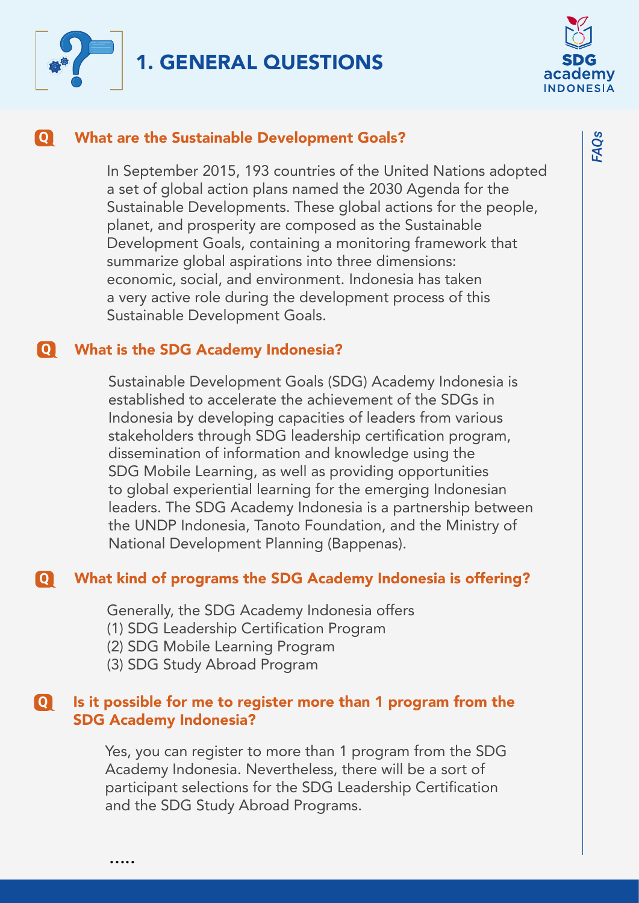# 1. GENERAL QUESTIONS

### Q What are the Sustainable Development Goals?

In September 2015, 193 countries of the United Nations adopted a set of global action plans named the 2030 Agenda for the Sustainable Developments. These global actions for the people, planet, and prosperity are composed as the Sustainable Development Goals, containing a monitoring framework that summarize global aspirations into three dimensions: economic, social, and environment. Indonesia has taken a very active role during the development process of this Sustainable Development Goals.

### Q What is the SDG Academy Indonesia?

Sustainable Development Goals (SDG) Academy Indonesia is established to accelerate the achievement of the SDGs in Indonesia by developing capacities of leaders from various stakeholders through SDG leadership certification program, dissemination of information and knowledge using the SDG Mobile Learning, as well as providing opportunities to global experiential learning for the emerging Indonesian leaders. The SDG Academy Indonesia is a partnership between the UNDP Indonesia, Tanoto Foundation, and the Ministry of National Development Planning (Bappenas).

### Q What kind of programs the SDG Academy Indonesia is offering?

Generally, the SDG Academy Indonesia offers
(1) SDG Leadership Certification Program
(2) SDG Mobile Learning Program
(3) SDG Study Abroad Program

### Q Is it possible for me to register more than 1 program from the SDG Academy Indonesia?

Yes, you can register to more than 1 program from the SDG Academy Indonesia. Nevertheless, there will be a sort of participant selections for the SDG Leadership Certification and the SDG Study Abroad Programs.

.....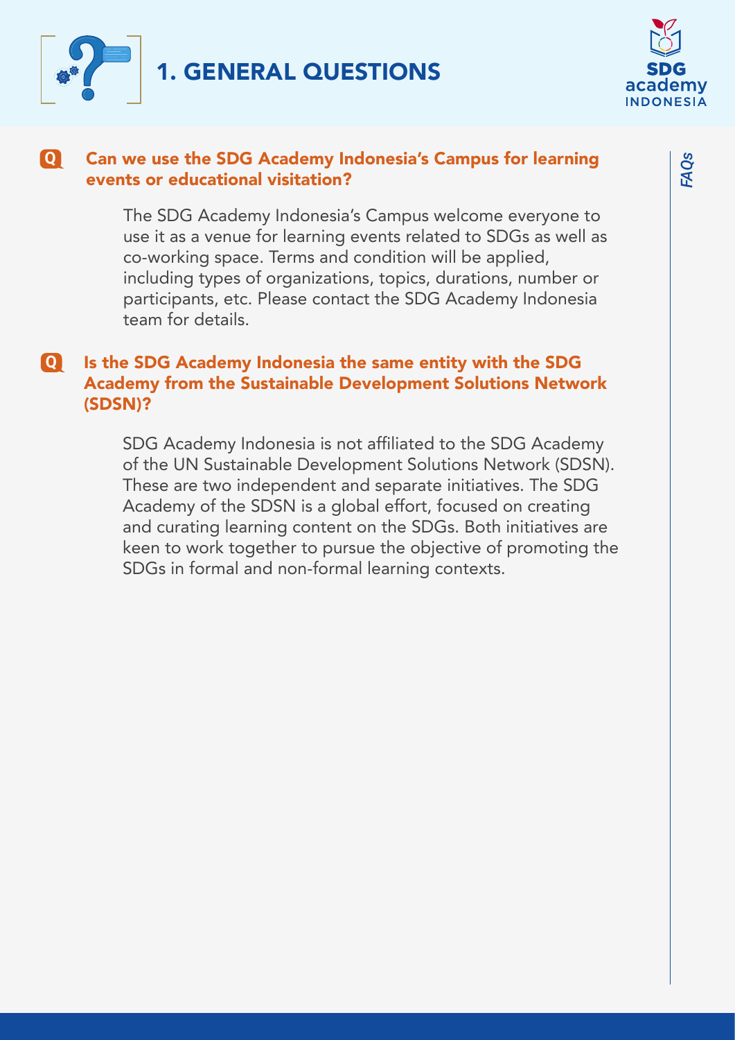# 1. GENERAL QUESTIONS

**Q** **Can we use the SDG Academy Indonesia's Campus for learning events or educational visitation?**

The SDG Academy Indonesia's Campus welcome everyone to use it as a venue for learning events related to SDGs as well as co-working space. Terms and condition will be applied, including types of organizations, topics, durations, number or participants, etc. Please contact the SDG Academy Indonesia team for details.

**Q** **Is the SDG Academy Indonesia the same entity with the SDG Academy from the Sustainable Development Solutions Network (SDSN)?**

SDG Academy Indonesia is not affiliated to the SDG Academy of the UN Sustainable Development Solutions Network (SDSN). These are two independent and separate initiatives. The SDG Academy of the SDSN is a global effort, focused on creating and curating learning content on the SDGs. Both initiatives are keen to work together to pursue the objective of promoting the SDGs in formal and non-formal learning contexts.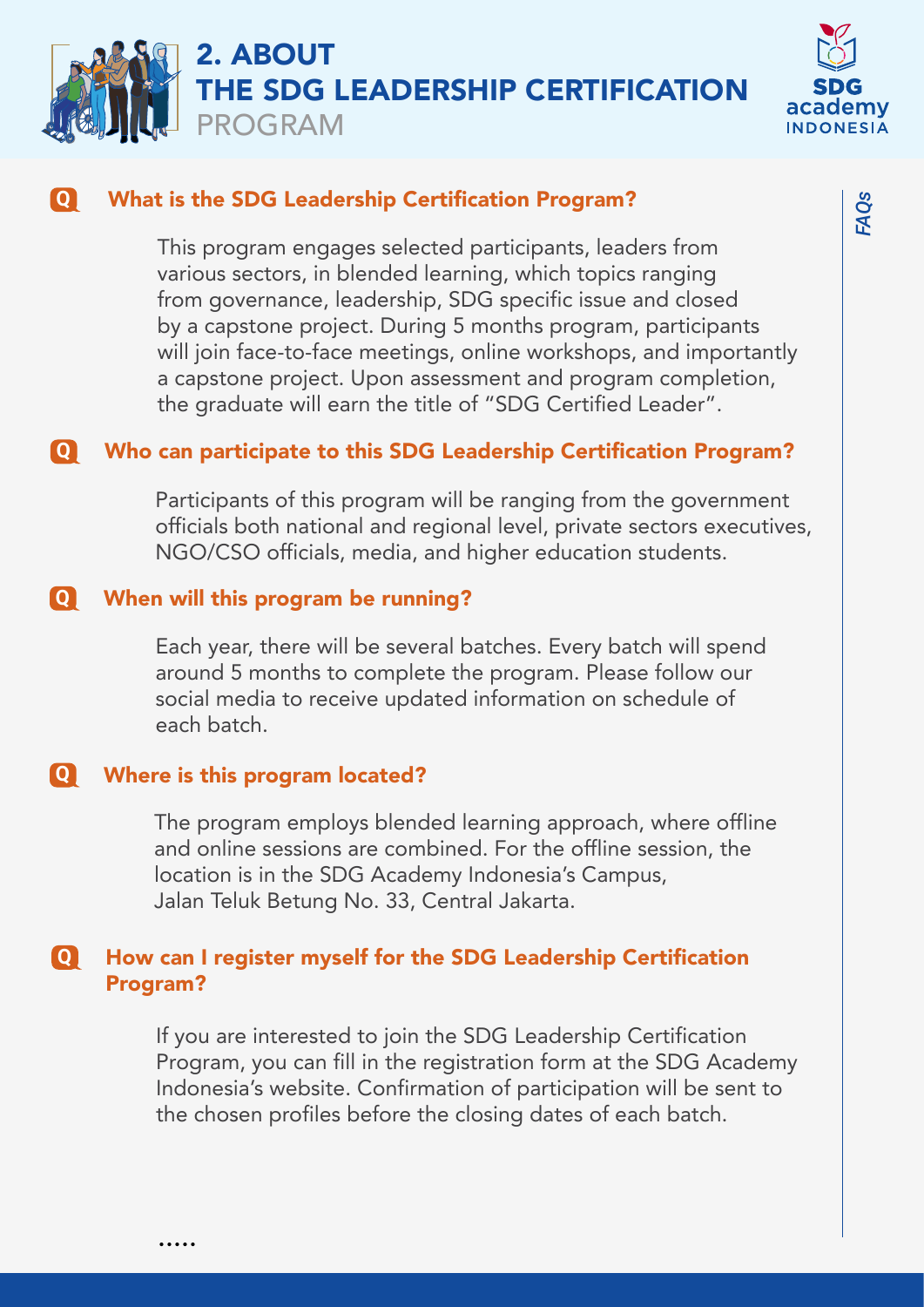# 2. ABOUT THE SDG LEADERSHIP CERTIFICATION PROGRAM

**Q What is the SDG Leadership Certification Program?**

This program engages selected participants, leaders from various sectors, in blended learning, which topics ranging from governance, leadership, SDG specific issue and closed by a capstone project. During 5 months program, participants will join face-to-face meetings, online workshops, and importantly a capstone project. Upon assessment and program completion, the graduate will earn the title of "SDG Certified Leader".

**Q Who can participate to this SDG Leadership Certification Program?**

Participants of this program will be ranging from the government officials both national and regional level, private sectors executives, NGO/CSO officials, media, and higher education students.

**Q When will this program be running?**

Each year, there will be several batches. Every batch will spend around 5 months to complete the program. Please follow our social media to receive updated information on schedule of each batch.

**Q Where is this program located?**

The program employs blended learning approach, where offline and online sessions are combined. For the offline session, the location is in the SDG Academy Indonesia's Campus, Jalan Teluk Betung No. 33, Central Jakarta.

**Q How can I register myself for the SDG Leadership Certification Program?**

If you are interested to join the SDG Leadership Certification Program, you can fill in the registration form at the SDG Academy Indonesia's website. Confirmation of participation will be sent to the chosen profiles before the closing dates of each batch.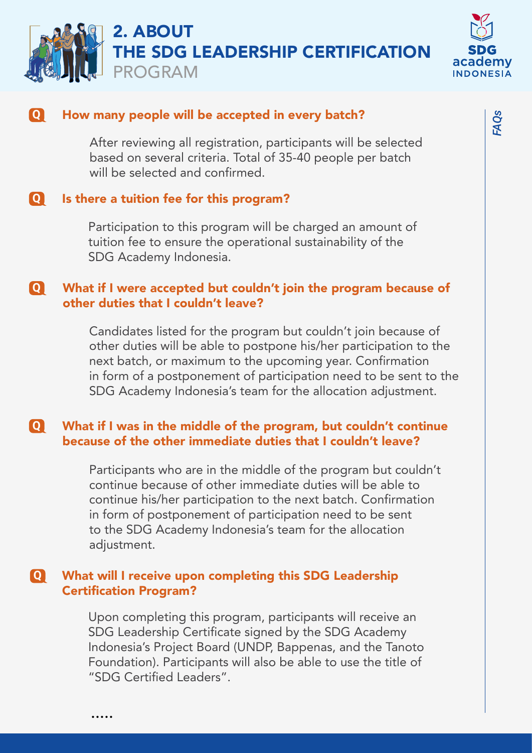# 2. ABOUT THE SDG LEADERSHIP CERTIFICATION PROGRAM

### Q How many people will be accepted in every batch?

After reviewing all registration, participants will be selected based on several criteria. Total of 35-40 people per batch will be selected and confirmed.

### Q Is there a tuition fee for this program?

Participation to this program will be charged an amount of tuition fee to ensure the operational sustainability of the SDG Academy Indonesia.

### Q What if I were accepted but couldn't join the program because of other duties that I couldn't leave?

Candidates listed for the program but couldn't join because of other duties will be able to postpone his/her participation to the next batch, or maximum to the upcoming year. Confirmation in form of a postponement of participation need to be sent to the SDG Academy Indonesia's team for the allocation adjustment.

### Q What if I was in the middle of the program, but couldn't continue because of the other immediate duties that I couldn't leave?

Participants who are in the middle of the program but couldn't continue because of other immediate duties will be able to continue his/her participation to the next batch. Confirmation in form of postponement of participation need to be sent to the SDG Academy Indonesia's team for the allocation adjustment.

### Q What will I receive upon completing this SDG Leadership Certification Program?

Upon completing this program, participants will receive an SDG Leadership Certificate signed by the SDG Academy Indonesia's Project Board (UNDP, Bappenas, and the Tanoto Foundation). Participants will also be able to use the title of "SDG Certified Leaders".

.....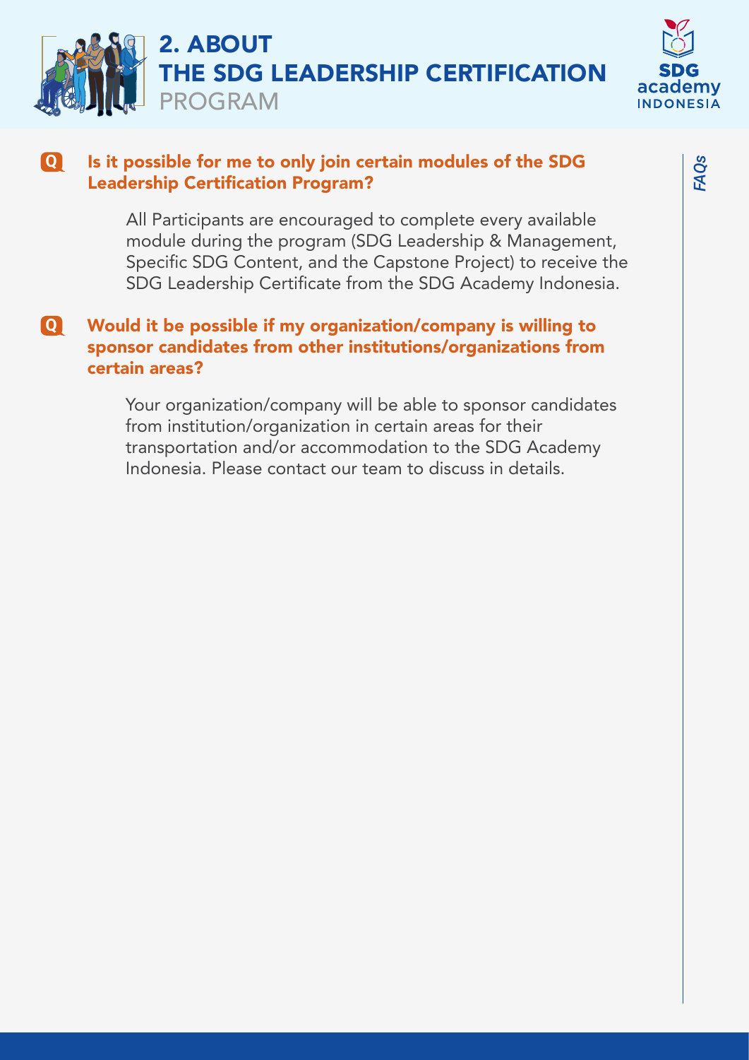# 2. ABOUT THE SDG LEADERSHIP CERTIFICATION PROGRAM

**Q Is it possible for me to only join certain modules of the SDG Leadership Certification Program?**

All Participants are encouraged to complete every available module during the program (SDG Leadership & Management, Specific SDG Content, and the Capstone Project) to receive the SDG Leadership Certificate from the SDG Academy Indonesia.

**Q Would it be possible if my organization/company is willing to sponsor candidates from other institutions/organizations from certain areas?**

Your organization/company will be able to sponsor candidates from institution/organization in certain areas for their transportation and/or accommodation to the SDG Academy Indonesia. Please contact our team to discuss in details.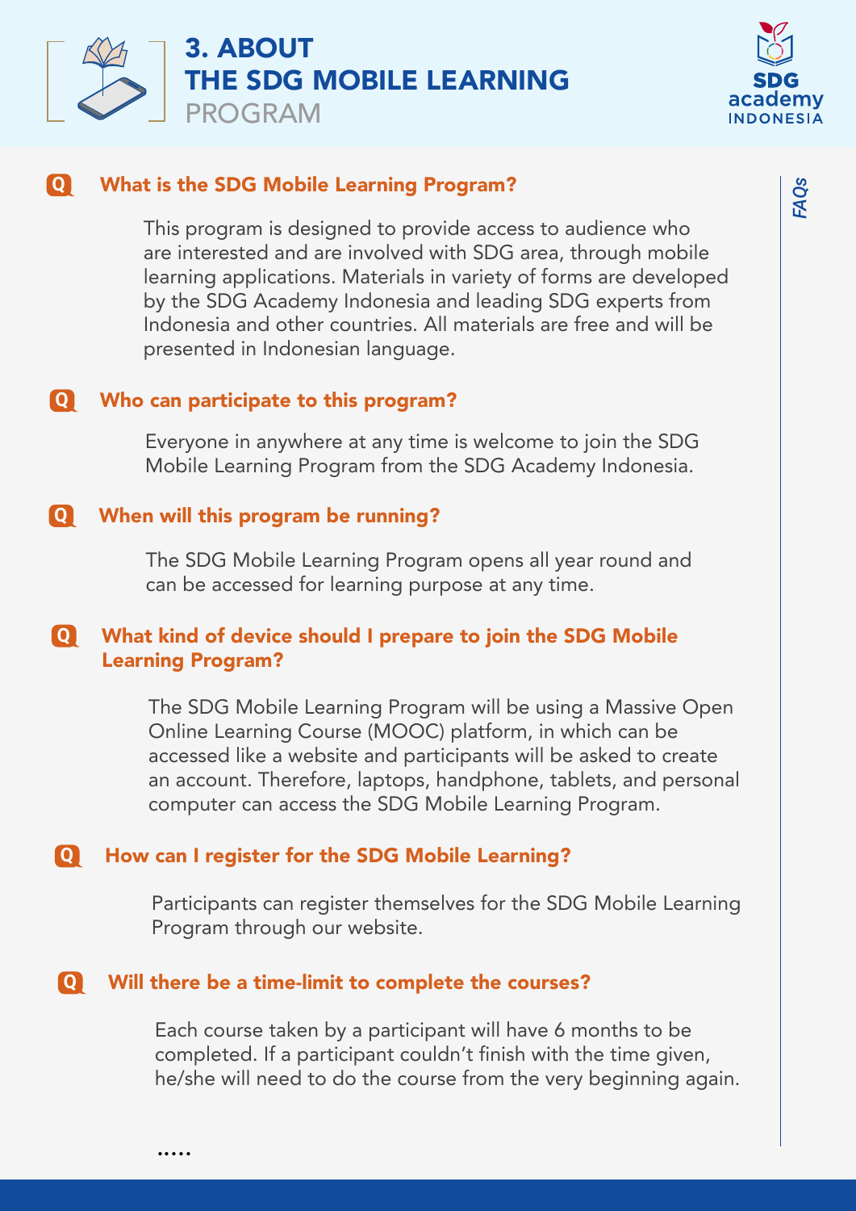# 3. ABOUT THE SDG MOBILE LEARNING PROGRAM

**Q What is the SDG Mobile Learning Program?**

This program is designed to provide access to audience who are interested and are involved with SDG area, through mobile learning applications. Materials in variety of forms are developed by the SDG Academy Indonesia and leading SDG experts from Indonesia and other countries. All materials are free and will be presented in Indonesian language.

**Q Who can participate to this program?**

Everyone in anywhere at any time is welcome to join the SDG Mobile Learning Program from the SDG Academy Indonesia.

**Q When will this program be running?**

The SDG Mobile Learning Program opens all year round and can be accessed for learning purpose at any time.

**Q What kind of device should I prepare to join the SDG Mobile Learning Program?**

The SDG Mobile Learning Program will be using a Massive Open Online Learning Course (MOOC) platform, in which can be accessed like a website and participants will be asked to create an account. Therefore, laptops, handphone, tablets, and personal computer can access the SDG Mobile Learning Program.

**Q How can I register for the SDG Mobile Learning?**

Participants can register themselves for the SDG Mobile Learning Program through our website.

**Q Will there be a time-limit to complete the courses?**

Each course taken by a participant will have 6 months to be completed. If a participant couldn't finish with the time given, he/she will need to do the course from the very beginning again.

.....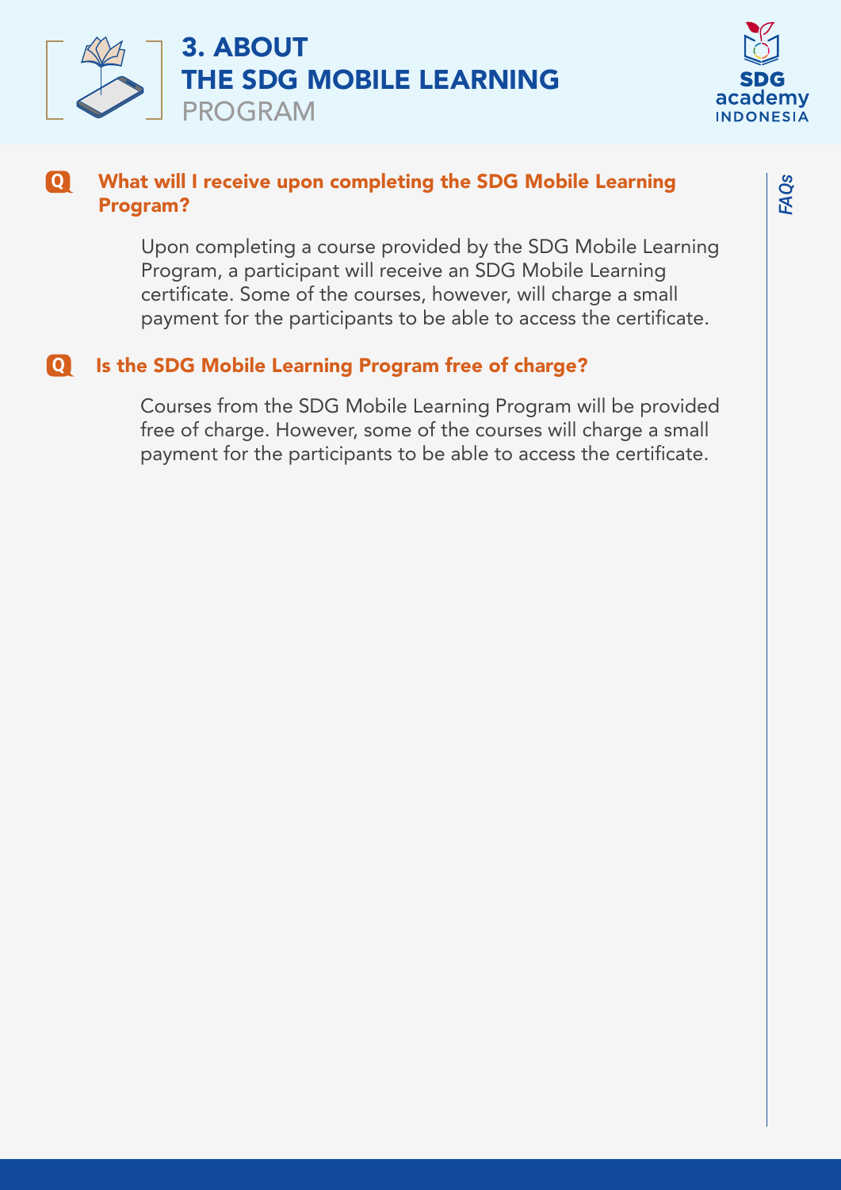# 3. ABOUT THE SDG MOBILE LEARNING PROGRAM

**Q** **What will I receive upon completing the SDG Mobile Learning Program?**

Upon completing a course provided by the SDG Mobile Learning Program, a participant will receive an SDG Mobile Learning certificate. Some of the courses, however, will charge a small payment for the participants to be able to access the certificate.

**Q** **Is the SDG Mobile Learning Program free of charge?**

Courses from the SDG Mobile Learning Program will be provided free of charge. However, some of the courses will charge a small payment for the participants to be able to access the certificate.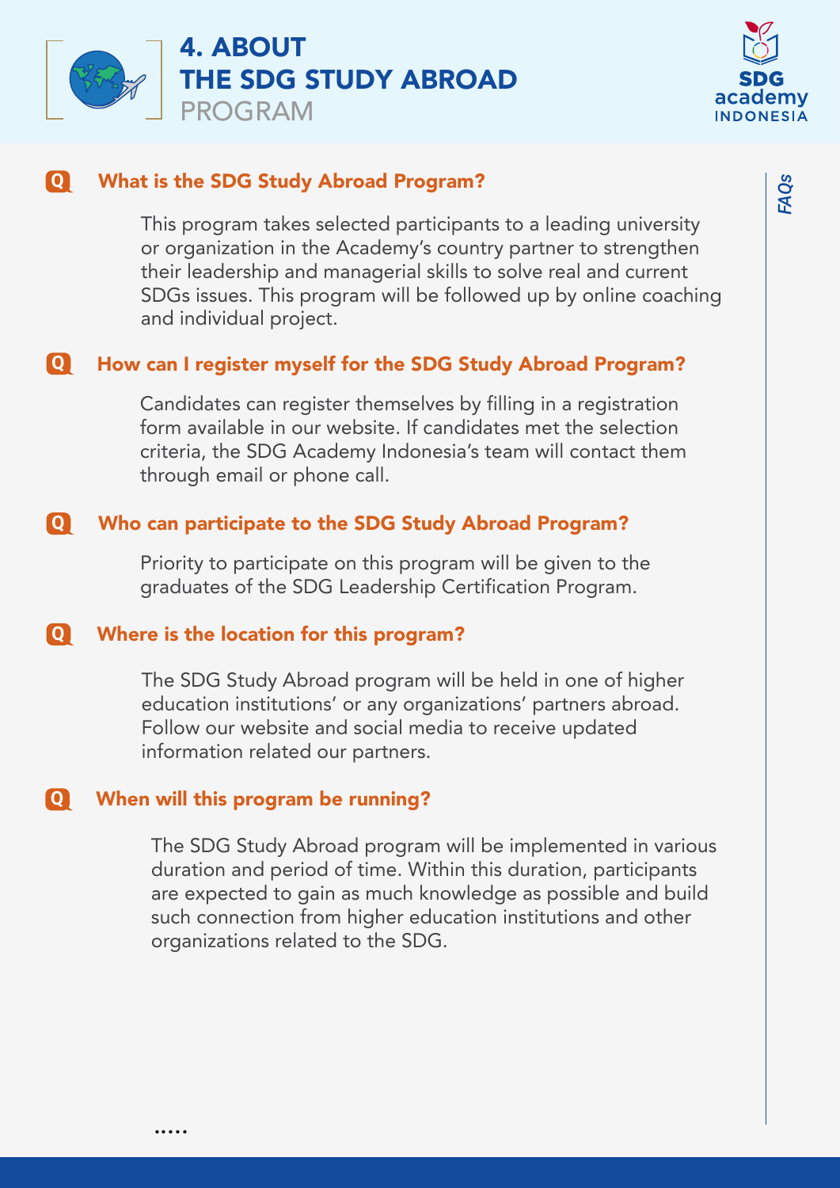# 4. ABOUT THE SDG STUDY ABROAD PROGRAM

### Q What is the SDG Study Abroad Program?

This program takes selected participants to a leading university or organization in the Academy's country partner to strengthen their leadership and managerial skills to solve real and current SDGs issues. This program will be followed up by online coaching and individual project.

### Q How can I register myself for the SDG Study Abroad Program?

Candidates can register themselves by filling in a registration form available in our website. If candidates met the selection criteria, the SDG Academy Indonesia's team will contact them through email or phone call.

### Q Who can participate to the SDG Study Abroad Program?

Priority to participate on this program will be given to the graduates of the SDG Leadership Certification Program.

### Q Where is the location for this program?

The SDG Study Abroad program will be held in one of higher education institutions' or any organizations' partners abroad. Follow our website and social media to receive updated information related our partners.

### Q When will this program be running?

The SDG Study Abroad program will be implemented in various duration and period of time. Within this duration, participants are expected to gain as much knowledge as possible and build such connection from higher education institutions and other organizations related to the SDG.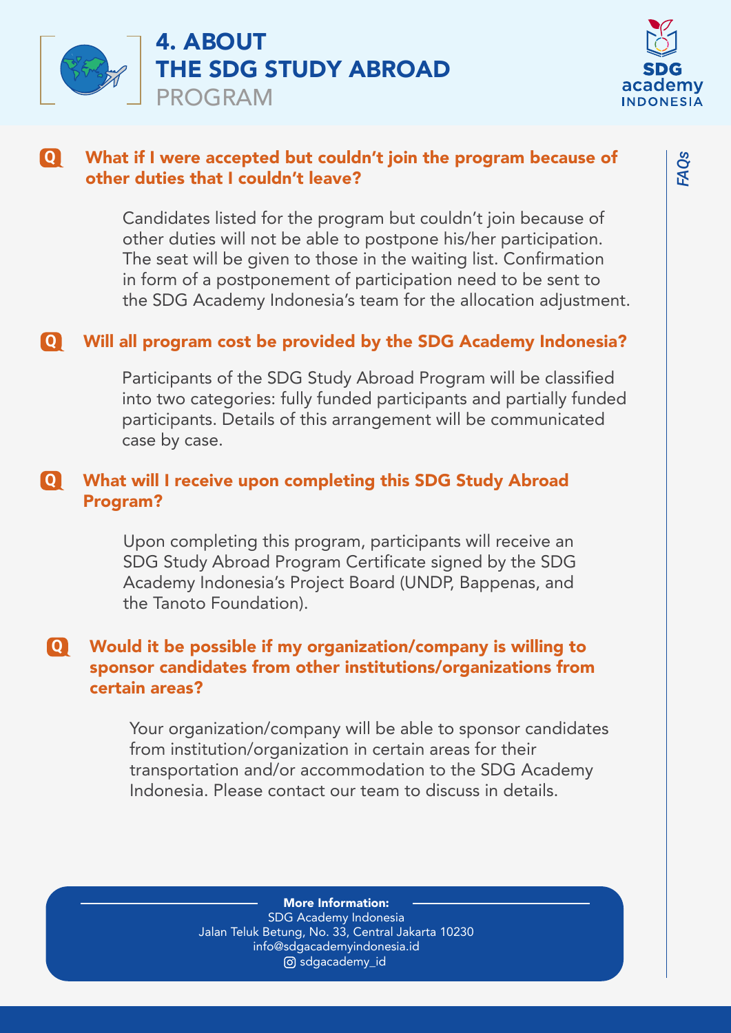# 4. ABOUT THE SDG STUDY ABROAD PROGRAM

**Q What if I were accepted but couldn't join the program because of other duties that I couldn't leave?**

Candidates listed for the program but couldn't join because of other duties will not be able to postpone his/her participation. The seat will be given to those in the waiting list. Confirmation in form of a postponement of participation need to be sent to the SDG Academy Indonesia's team for the allocation adjustment.

**Q Will all program cost be provided by the SDG Academy Indonesia?**

Participants of the SDG Study Abroad Program will be classified into two categories: fully funded participants and partially funded participants. Details of this arrangement will be communicated case by case.

**Q What will I receive upon completing this SDG Study Abroad Program?**

Upon completing this program, participants will receive an SDG Study Abroad Program Certificate signed by the SDG Academy Indonesia's Project Board (UNDP, Bappenas, and the Tanoto Foundation).

**Q Would it be possible if my organization/company is willing to sponsor candidates from other institutions/organizations from certain areas?**

Your organization/company will be able to sponsor candidates from institution/organization in certain areas for their transportation and/or accommodation to the SDG Academy Indonesia. Please contact our team to discuss in details.

**More Information:**
SDG Academy Indonesia
Jalan Teluk Betung, No. 33, Central Jakarta 10230
info@sdgacademyindonesia.id
sdgacademy_id